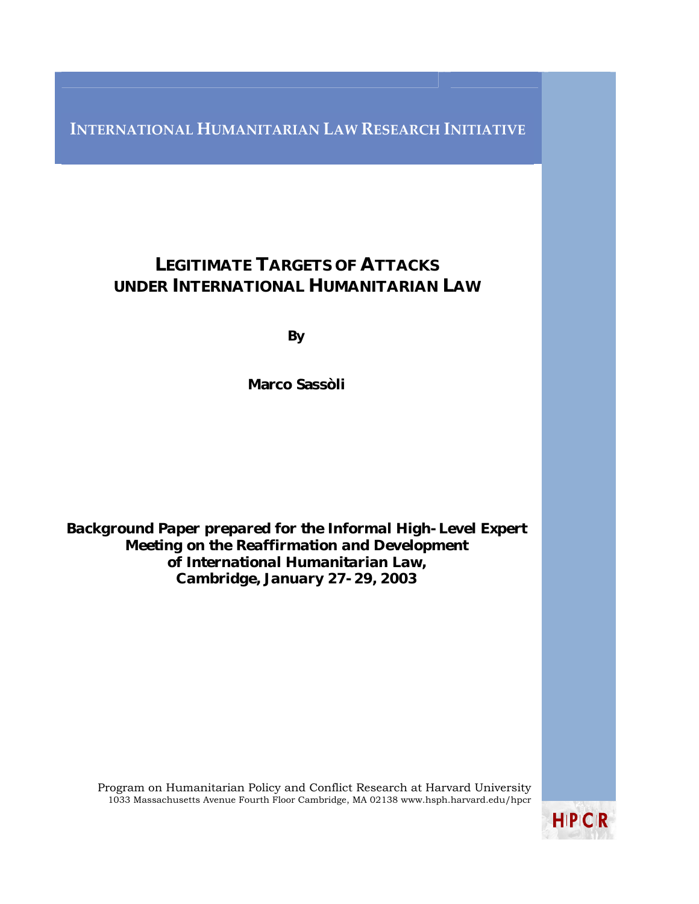INTERNATIONAL HUMANITARIAN LAW RESEARCH INITIATIVE

# LEGITIMATE TARGETS OF ATTACKS UNDER INTERNATIONAL HUMANITARIAN LAW

**By**

**Marco Sassòli**

**Background Paper prepared for the Informal High-Level Expert Meeting on the Reaffirmation and Development of International Humanitarian Law, Cambridge, January 27-29, 2003**

Program on Humanitarian Policy and Conflict Research at Harvard University
1033 Massachusetts Avenue Fourth Floor Cambridge, MA 02138 www.hsph.harvard.edu/hpcr

HPCR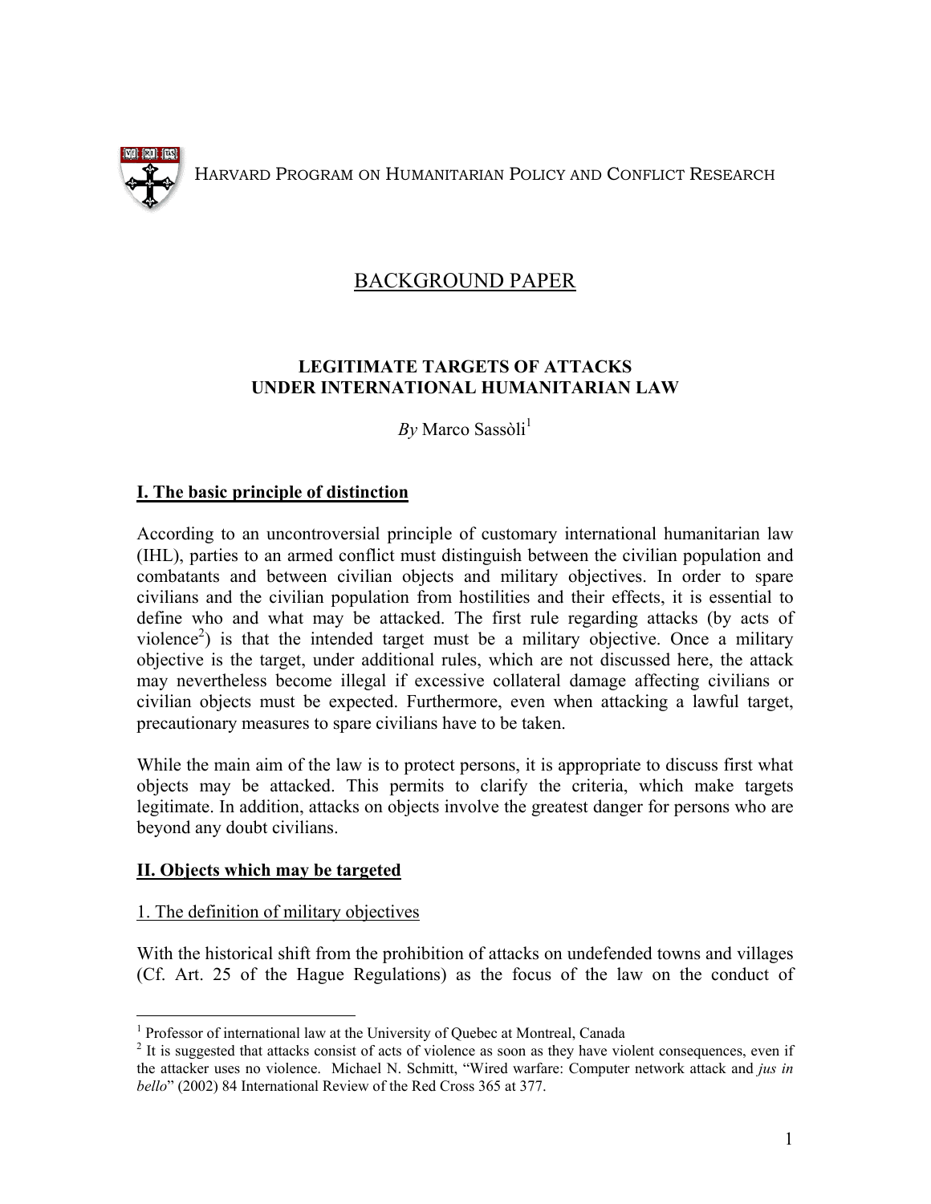HARVARD PROGRAM ON HUMANITARIAN POLICY AND CONFLICT RESEARCH

# BACKGROUND PAPER

## LEGITIMATE TARGETS OF ATTACKS UNDER INTERNATIONAL HUMANITARIAN LAW

*By* Marco Sassòli[1]

### I. The basic principle of distinction

According to an uncontroversial principle of customary international humanitarian law (IHL), parties to an armed conflict must distinguish between the civilian population and combatants and between civilian objects and military objectives. In order to spare civilians and the civilian population from hostilities and their effects, it is essential to define who and what may be attacked. The first rule regarding attacks (by acts of violence[2]) is that the intended target must be a military objective. Once a military objective is the target, under additional rules, which are not discussed here, the attack may nevertheless become illegal if excessive collateral damage affecting civilians or civilian objects must be expected. Furthermore, even when attacking a lawful target, precautionary measures to spare civilians have to be taken.

While the main aim of the law is to protect persons, it is appropriate to discuss first what objects may be attacked. This permits to clarify the criteria, which make targets legitimate. In addition, attacks on objects involve the greatest danger for persons who are beyond any doubt civilians.

### II. Objects which may be targeted

#### 1. The definition of military objectives

With the historical shift from the prohibition of attacks on undefended towns and villages (Cf. Art. 25 of the Hague Regulations) as the focus of the law on the conduct of

---

[1] Professor of international law at the University of Quebec at Montreal, Canada

[2] It is suggested that attacks consist of acts of violence as soon as they have violent consequences, even if the attacker uses no violence. Michael N. Schmitt, "Wired warfare: Computer network attack and *jus in bello*" (2002) 84 International Review of the Red Cross 365 at 377.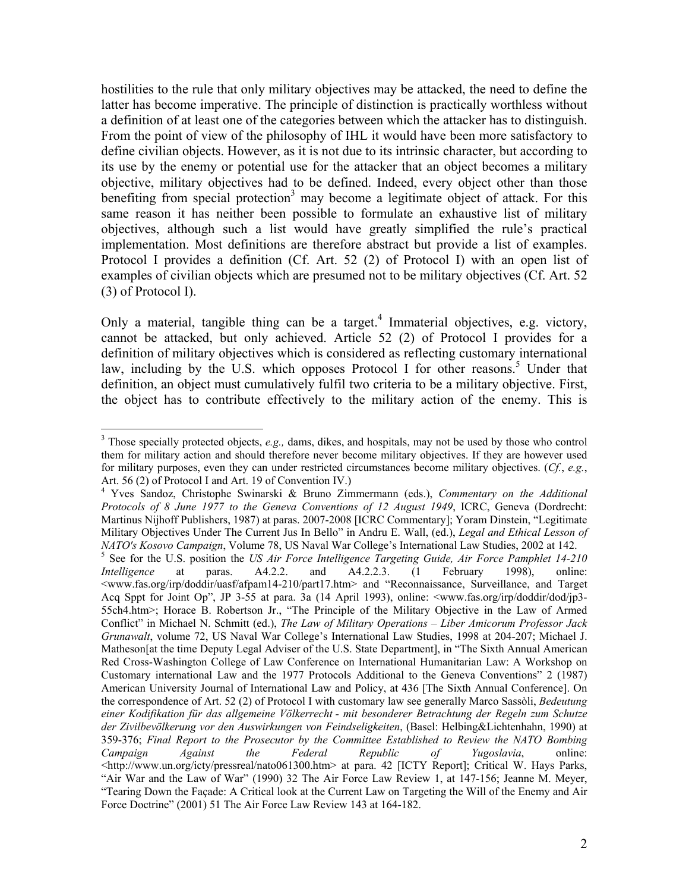hostilities to the rule that only military objectives may be attacked, the need to define the latter has become imperative. The principle of distinction is practically worthless without a definition of at least one of the categories between which the attacker has to distinguish. From the point of view of the philosophy of IHL it would have been more satisfactory to define civilian objects. However, as it is not due to its intrinsic character, but according to its use by the enemy or potential use for the attacker that an object becomes a military objective, military objectives had to be defined. Indeed, every object other than those benefiting from special protection[3] may become a legitimate object of attack. For this same reason it has neither been possible to formulate an exhaustive list of military objectives, although such a list would have greatly simplified the rule's practical implementation. Most definitions are therefore abstract but provide a list of examples. Protocol I provides a definition (Cf. Art. 52 (2) of Protocol I) with an open list of examples of civilian objects which are presumed not to be military objectives (Cf. Art. 52 (3) of Protocol I).

Only a material, tangible thing can be a target.[4] Immaterial objectives, e.g. victory, cannot be attacked, but only achieved. Article 52 (2) of Protocol I provides for a definition of military objectives which is considered as reflecting customary international law, including by the U.S. which opposes Protocol I for other reasons.[5] Under that definition, an object must cumulatively fulfil two criteria to be a military objective. First, the object has to contribute effectively to the military action of the enemy. This is

---

[3] Those specially protected objects, *e.g.,* dams, dikes, and hospitals, may not be used by those who control them for military action and should therefore never become military objectives. If they are however used for military purposes, even they can under restricted circumstances become military objectives. (*Cf.*, *e.g.*, Art. 56 (2) of Protocol I and Art. 19 of Convention IV.)

[4] Yves Sandoz, Christophe Swinarski & Bruno Zimmermann (eds.), *Commentary on the Additional Protocols of 8 June 1977 to the Geneva Conventions of 12 August 1949*, ICRC, Geneva (Dordrecht: Martinus Nijhoff Publishers, 1987) at paras. 2007-2008 [ICRC Commentary]; Yoram Dinstein, "Legitimate Military Objectives Under The Current Jus In Bello" in Andru E. Wall, (ed.), *Legal and Ethical Lesson of NATO's Kosovo Campaign*, Volume 78, US Naval War College's International Law Studies, 2002 at 142.

[5] See for the U.S. position the *US Air Force Intelligence Targeting Guide, Air Force Pamphlet 14-210 Intelligence* at paras. A4.2.2. and A4.2.2.3. (1 February 1998), online: <www.fas.org/irp/doddir/uasf/afpam14-210/part17.htm> and "Reconnaissance, Surveillance, and Target Acq Sppt for Joint Op", JP 3-55 at para. 3a (14 April 1993), online: <www.fas.org/irp/doddir/dod/jp3-55ch4.htm>; Horace B. Robertson Jr., "The Principle of the Military Objective in the Law of Armed Conflict" in Michael N. Schmitt (ed.), *The Law of Military Operations – Liber Amicorum Professor Jack Grunawalt*, volume 72, US Naval War College's International Law Studies, 1998 at 204-207; Michael J. Matheson[at the time Deputy Legal Adviser of the U.S. State Department], in "The Sixth Annual American Red Cross-Washington College of Law Conference on International Humanitarian Law: A Workshop on Customary international Law and the 1977 Protocols Additional to the Geneva Conventions" 2 (1987) American University Journal of International Law and Policy, at 436 [The Sixth Annual Conference]. On the correspondence of Art. 52 (2) of Protocol I with customary law see generally Marco Sassòli, *Bedeutung einer Kodifikation für das allgemeine Völkerrecht - mit besonderer Betrachtung der Regeln zum Schutze der Zivilbevölkerung vor den Auswirkungen von Feindseligkeiten*, (Basel: Helbing&Lichtenhahn, 1990) at 359-376; *Final Report to the Prosecutor by the Committee Established to Review the NATO Bombing Campaign Against the Federal Republic of Yugoslavia*, online: <http://www.un.org/icty/pressreal/nato061300.htm> at para. 42 [ICTY Report]; Critical W. Hays Parks, "Air War and the Law of War" (1990) 32 The Air Force Law Review 1, at 147-156; Jeanne M. Meyer, "Tearing Down the Façade: A Critical look at the Current Law on Targeting the Will of the Enemy and Air Force Doctrine" (2001) 51 The Air Force Law Review 143 at 164-182.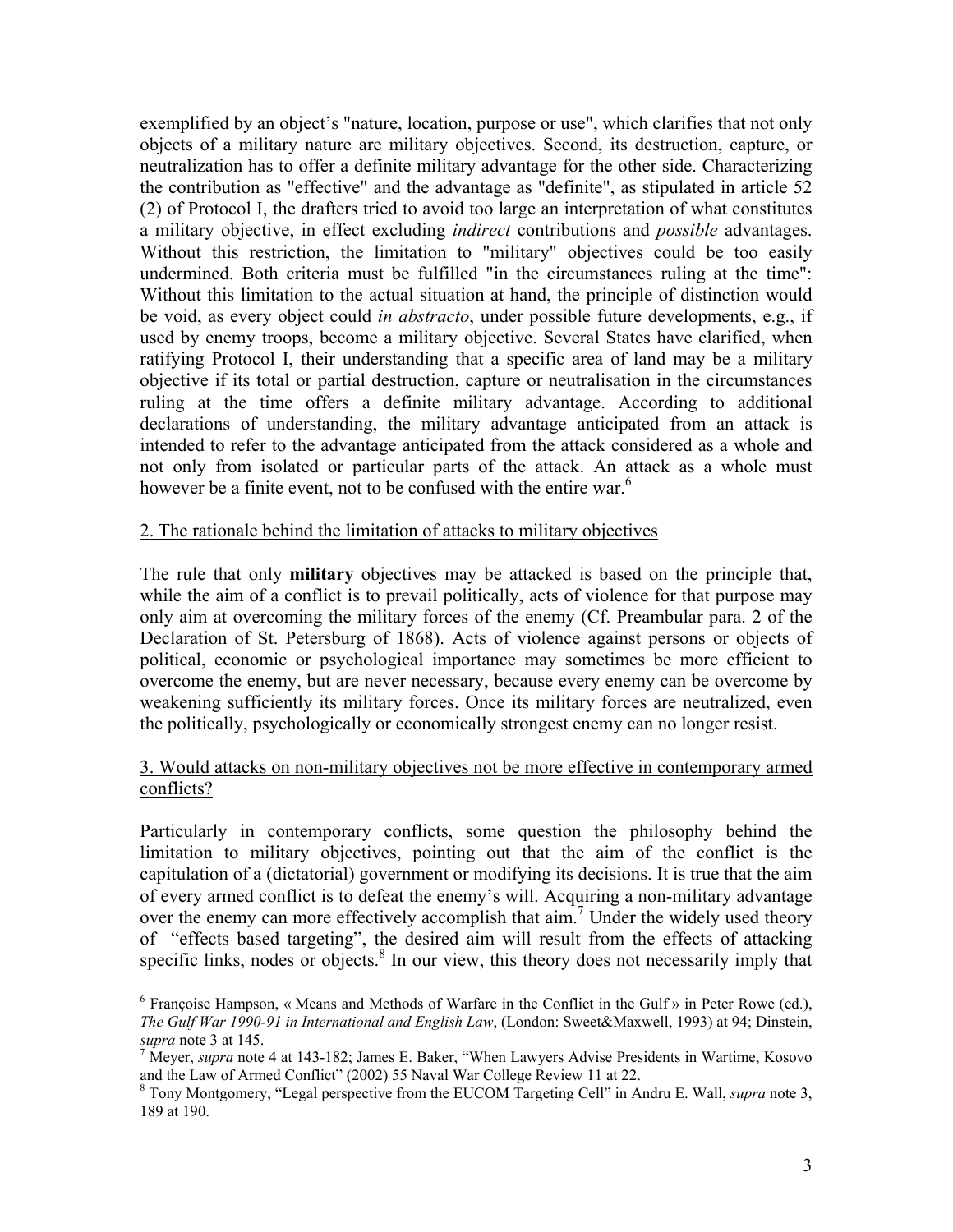exemplified by an object's "nature, location, purpose or use", which clarifies that not only objects of a military nature are military objectives. Second, its destruction, capture, or neutralization has to offer a definite military advantage for the other side. Characterizing the contribution as "effective" and the advantage as "definite", as stipulated in article 52 (2) of Protocol I, the drafters tried to avoid too large an interpretation of what constitutes a military objective, in effect excluding *indirect* contributions and *possible* advantages. Without this restriction, the limitation to "military" objectives could be too easily undermined. Both criteria must be fulfilled "in the circumstances ruling at the time": Without this limitation to the actual situation at hand, the principle of distinction would be void, as every object could *in abstracto*, under possible future developments, e.g., if used by enemy troops, become a military objective. Several States have clarified, when ratifying Protocol I, their understanding that a specific area of land may be a military objective if its total or partial destruction, capture or neutralisation in the circumstances ruling at the time offers a definite military advantage. According to additional declarations of understanding, the military advantage anticipated from an attack is intended to refer to the advantage anticipated from the attack considered as a whole and not only from isolated or particular parts of the attack. An attack as a whole must however be a finite event, not to be confused with the entire war.[6]

## 2. The rationale behind the limitation of attacks to military objectives

The rule that only **military** objectives may be attacked is based on the principle that, while the aim of a conflict is to prevail politically, acts of violence for that purpose may only aim at overcoming the military forces of the enemy (Cf. Preambular para. 2 of the Declaration of St. Petersburg of 1868). Acts of violence against persons or objects of political, economic or psychological importance may sometimes be more efficient to overcome the enemy, but are never necessary, because every enemy can be overcome by weakening sufficiently its military forces. Once its military forces are neutralized, even the politically, psychologically or economically strongest enemy can no longer resist.

## 3. Would attacks on non-military objectives not be more effective in contemporary armed conflicts?

Particularly in contemporary conflicts, some question the philosophy behind the limitation to military objectives, pointing out that the aim of the conflict is the capitulation of a (dictatorial) government or modifying its decisions. It is true that the aim of every armed conflict is to defeat the enemy's will. Acquiring a non-military advantage over the enemy can more effectively accomplish that aim.[7] Under the widely used theory of "effects based targeting", the desired aim will result from the effects of attacking specific links, nodes or objects.[8] In our view, this theory does not necessarily imply that

---

[6] Françoise Hampson, « Means and Methods of Warfare in the Conflict in the Gulf » in Peter Rowe (ed.), *The Gulf War 1990-91 in International and English Law*, (London: Sweet&Maxwell, 1993) at 94; Dinstein, *supra* note 3 at 145.

[7] Meyer, *supra* note 4 at 143-182; James E. Baker, "When Lawyers Advise Presidents in Wartime, Kosovo and the Law of Armed Conflict" (2002) 55 Naval War College Review 11 at 22.

[8] Tony Montgomery, "Legal perspective from the EUCOM Targeting Cell" in Andru E. Wall, *supra* note 3, 189 at 190.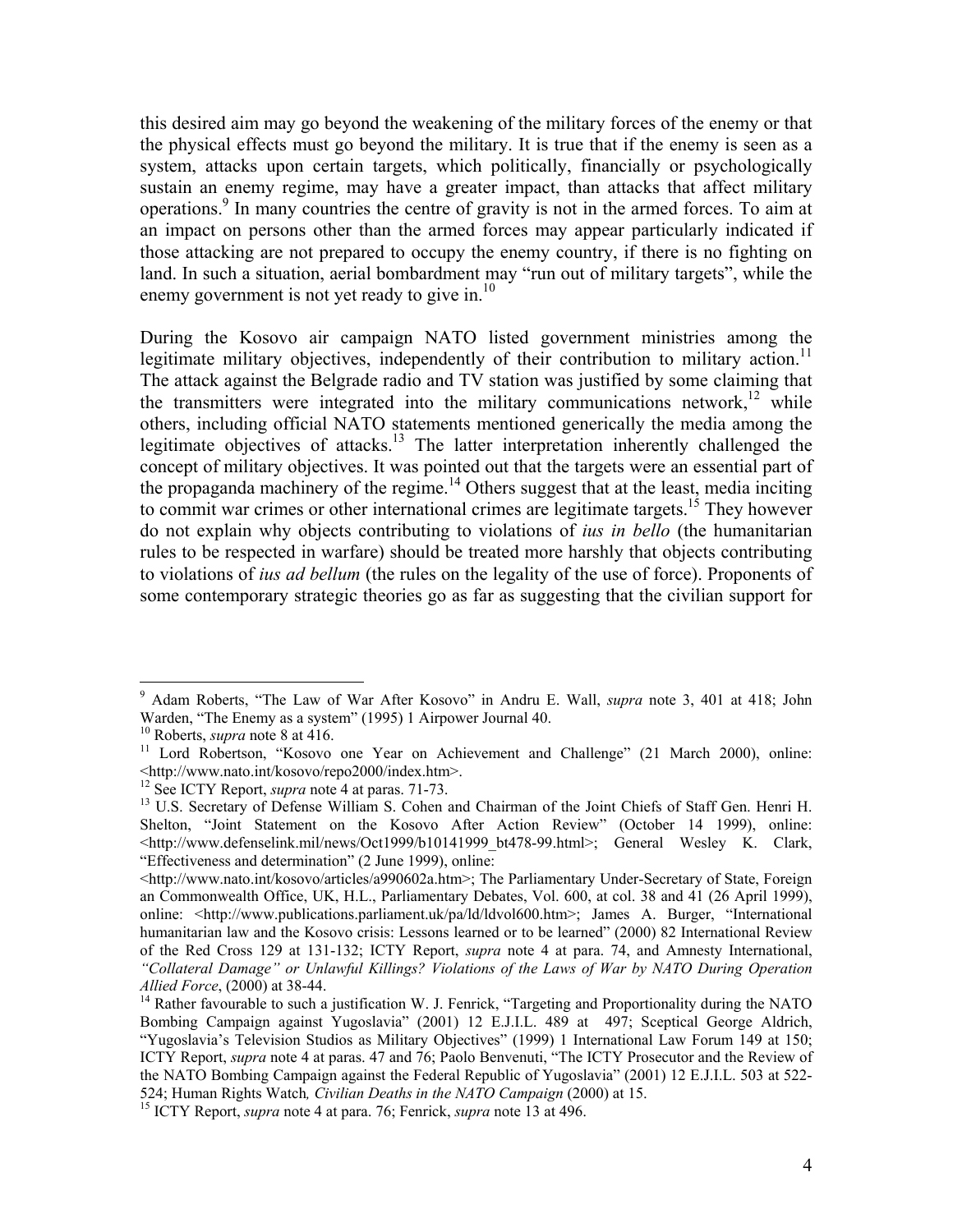this desired aim may go beyond the weakening of the military forces of the enemy or that the physical effects must go beyond the military. It is true that if the enemy is seen as a system, attacks upon certain targets, which politically, financially or psychologically sustain an enemy regime, may have a greater impact, than attacks that affect military operations.[9] In many countries the centre of gravity is not in the armed forces. To aim at an impact on persons other than the armed forces may appear particularly indicated if those attacking are not prepared to occupy the enemy country, if there is no fighting on land. In such a situation, aerial bombardment may "run out of military targets", while the enemy government is not yet ready to give in.[10]

During the Kosovo air campaign NATO listed government ministries among the legitimate military objectives, independently of their contribution to military action.[11] The attack against the Belgrade radio and TV station was justified by some claiming that the transmitters were integrated into the military communications network,[12] while others, including official NATO statements mentioned generically the media among the legitimate objectives of attacks.[13] The latter interpretation inherently challenged the concept of military objectives. It was pointed out that the targets were an essential part of the propaganda machinery of the regime.[14] Others suggest that at the least, media inciting to commit war crimes or other international crimes are legitimate targets.[15] They however do not explain why objects contributing to violations of *ius in bello* (the humanitarian rules to be respected in warfare) should be treated more harshly that objects contributing to violations of *ius ad bellum* (the rules on the legality of the use of force). Proponents of some contemporary strategic theories go as far as suggesting that the civilian support for

---

[9] Adam Roberts, "The Law of War After Kosovo" in Andru E. Wall, *supra* note 3, 401 at 418; John Warden, "The Enemy as a system" (1995) 1 Airpower Journal 40.

[10] Roberts, *supra* note 8 at 416.

[11] Lord Robertson, "Kosovo one Year on Achievement and Challenge" (21 March 2000), online: <http://www.nato.int/kosovo/repo2000/index.htm>.

[12] See ICTY Report, *supra* note 4 at paras. 71-73.

[13] U.S. Secretary of Defense William S. Cohen and Chairman of the Joint Chiefs of Staff Gen. Henri H. Shelton, "Joint Statement on the Kosovo After Action Review" (October 14 1999), online: <http://www.defenselink.mil/news/Oct1999/b10141999_bt478-99.html>; General Wesley K. Clark, "Effectiveness and determination" (2 June 1999), online: <http://www.nato.int/kosovo/articles/a990602a.htm>; The Parliamentary Under-Secretary of State, Foreign an Commonwealth Office, UK, H.L., Parliamentary Debates, Vol. 600, at col. 38 and 41 (26 April 1999), online: <http://www.publications.parliament.uk/pa/ld/ldvol600.htm>; James A. Burger, "International humanitarian law and the Kosovo crisis: Lessons learned or to be learned" (2000) 82 International Review of the Red Cross 129 at 131-132; ICTY Report, *supra* note 4 at para. 74, and Amnesty International, *"Collateral Damage" or Unlawful Killings? Violations of the Laws of War by NATO During Operation Allied Force*, (2000) at 38-44.

[14] Rather favourable to such a justification W. J. Fenrick, "Targeting and Proportionality during the NATO Bombing Campaign against Yugoslavia" (2001) 12 E.J.I.L. 489 at 497; Sceptical George Aldrich, "Yugoslavia's Television Studios as Military Objectives" (1999) 1 International Law Forum 149 at 150; ICTY Report, *supra* note 4 at paras. 47 and 76; Paolo Benvenuti, "The ICTY Prosecutor and the Review of the NATO Bombing Campaign against the Federal Republic of Yugoslavia" (2001) 12 E.J.I.L. 503 at 522-524; Human Rights Watch*, Civilian Deaths in the NATO Campaign* (2000) at 15.

[15] ICTY Report, *supra* note 4 at para. 76; Fenrick, *supra* note 13 at 496.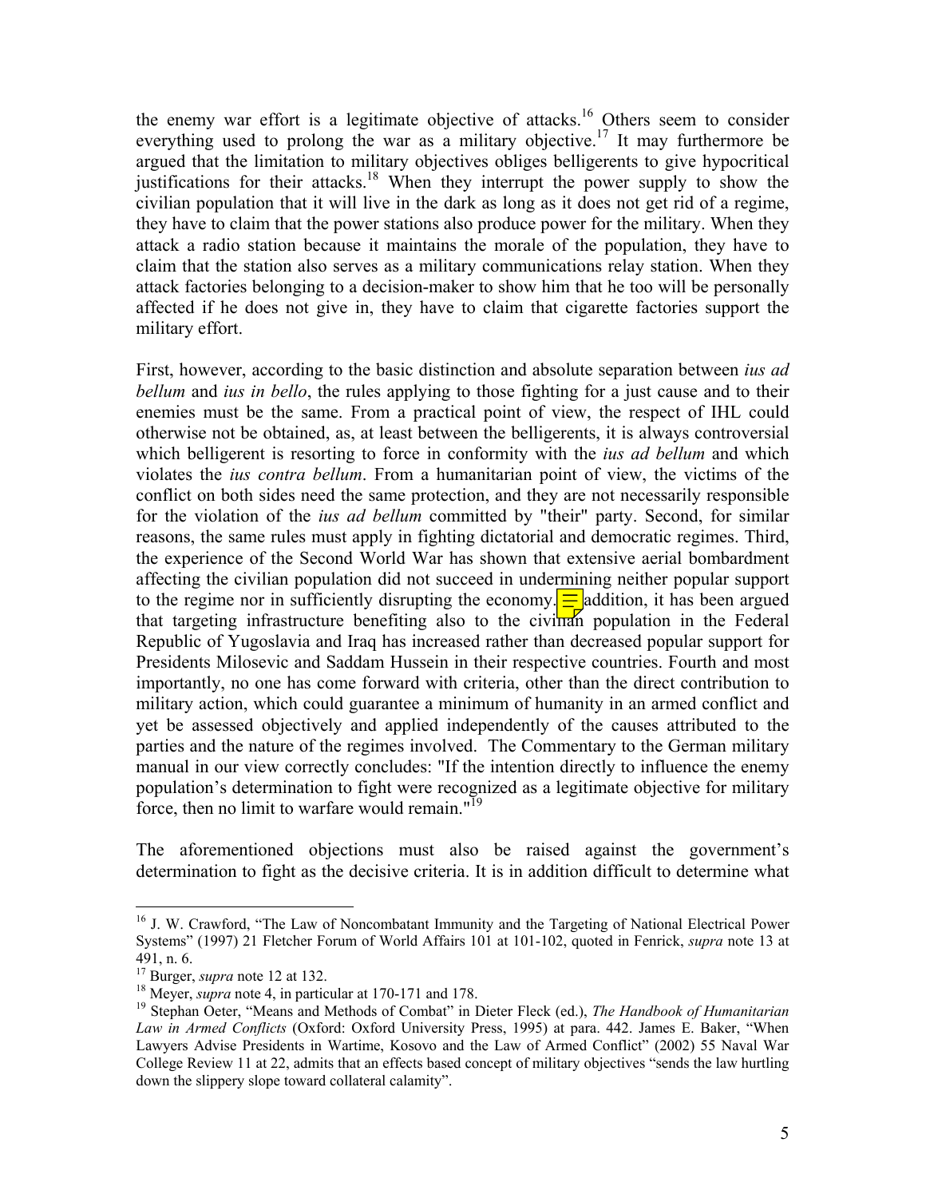the enemy war effort is a legitimate objective of attacks.[16] Others seem to consider everything used to prolong the war as a military objective.[17] It may furthermore be argued that the limitation to military objectives obliges belligerents to give hypocritical justifications for their attacks.[18] When they interrupt the power supply to show the civilian population that it will live in the dark as long as it does not get rid of a regime, they have to claim that the power stations also produce power for the military. When they attack a radio station because it maintains the morale of the population, they have to claim that the station also serves as a military communications relay station. When they attack factories belonging to a decision-maker to show him that he too will be personally affected if he does not give in, they have to claim that cigarette factories support the military effort.

First, however, according to the basic distinction and absolute separation between *ius ad bellum* and *ius in bello*, the rules applying to those fighting for a just cause and to their enemies must be the same. From a practical point of view, the respect of IHL could otherwise not be obtained, as, at least between the belligerents, it is always controversial which belligerent is resorting to force in conformity with the *ius ad bellum* and which violates the *ius contra bellum*. From a humanitarian point of view, the victims of the conflict on both sides need the same protection, and they are not necessarily responsible for the violation of the *ius ad bellum* committed by "their" party. Second, for similar reasons, the same rules must apply in fighting dictatorial and democratic regimes. Third, the experience of the Second World War has shown that extensive aerial bombardment affecting the civilian population did not succeed in undermining neither popular support to the regime nor in sufficiently disrupting the economy. In addition, it has been argued that targeting infrastructure benefiting also to the civilian population in the Federal Republic of Yugoslavia and Iraq has increased rather than decreased popular support for Presidents Milosevic and Saddam Hussein in their respective countries. Fourth and most importantly, no one has come forward with criteria, other than the direct contribution to military action, which could guarantee a minimum of humanity in an armed conflict and yet be assessed objectively and applied independently of the causes attributed to the parties and the nature of the regimes involved. The Commentary to the German military manual in our view correctly concludes: "If the intention directly to influence the enemy population's determination to fight were recognized as a legitimate objective for military force, then no limit to warfare would remain."[19]

The aforementioned objections must also be raised against the government's determination to fight as the decisive criteria. It is in addition difficult to determine what

---

[16] J. W. Crawford, "The Law of Noncombatant Immunity and the Targeting of National Electrical Power Systems" (1997) 21 Fletcher Forum of World Affairs 101 at 101-102, quoted in Fenrick, *supra* note 13 at 491, n. 6.

[17] Burger, *supra* note 12 at 132.

[18] Meyer, *supra* note 4, in particular at 170-171 and 178.

[19] Stephan Oeter, "Means and Methods of Combat" in Dieter Fleck (ed.), *The Handbook of Humanitarian Law in Armed Conflicts* (Oxford: Oxford University Press, 1995) at para. 442. James E. Baker, "When Lawyers Advise Presidents in Wartime, Kosovo and the Law of Armed Conflict" (2002) 55 Naval War College Review 11 at 22, admits that an effects based concept of military objectives "sends the law hurtling down the slippery slope toward collateral calamity".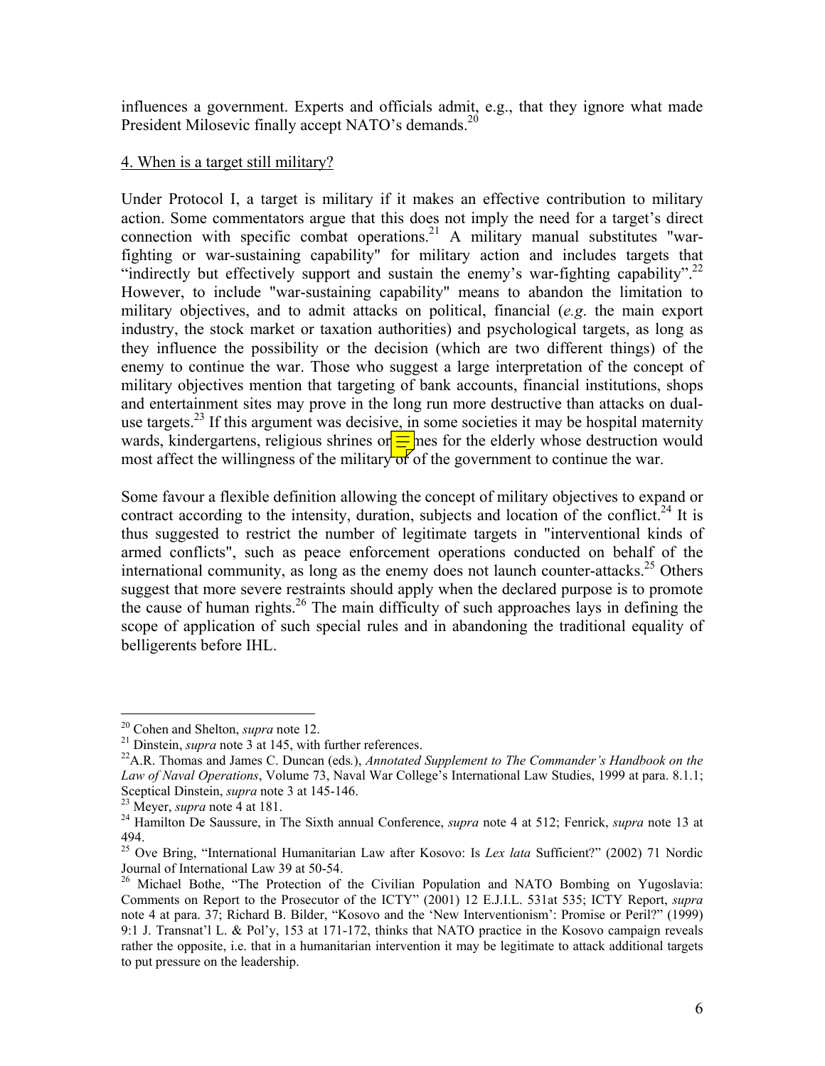influences a government. Experts and officials admit, e.g., that they ignore what made President Milosevic finally accept NATO's demands.[20]

4. When is a target still military?

Under Protocol I, a target is military if it makes an effective contribution to military action. Some commentators argue that this does not imply the need for a target's direct connection with specific combat operations.[21] A military manual substitutes "war-fighting or war-sustaining capability" for military action and includes targets that "indirectly but effectively support and sustain the enemy's war-fighting capability".[22] However, to include "war-sustaining capability" means to abandon the limitation to military objectives, and to admit attacks on political, financial (*e.g*. the main export industry, the stock market or taxation authorities) and psychological targets, as long as they influence the possibility or the decision (which are two different things) of the enemy to continue the war. Those who suggest a large interpretation of the concept of military objectives mention that targeting of bank accounts, financial institutions, shops and entertainment sites may prove in the long run more destructive than attacks on dual-use targets.[23] If this argument was decisive, in some societies it may be hospital maternity wards, kindergartens, religious shrines or homes for the elderly whose destruction would most affect the willingness of the military or of the government to continue the war.

Some favour a flexible definition allowing the concept of military objectives to expand or contract according to the intensity, duration, subjects and location of the conflict.[24] It is thus suggested to restrict the number of legitimate targets in "interventional kinds of armed conflicts", such as peace enforcement operations conducted on behalf of the international community, as long as the enemy does not launch counter-attacks.[25] Others suggest that more severe restraints should apply when the declared purpose is to promote the cause of human rights.[26] The main difficulty of such approaches lays in defining the scope of application of such special rules and in abandoning the traditional equality of belligerents before IHL.

---

[20] Cohen and Shelton, *supra* note 12.

[21] Dinstein, *supra* note 3 at 145, with further references.

[22] A.R. Thomas and James C. Duncan (eds.), *Annotated Supplement to The Commander's Handbook on the Law of Naval Operations*, Volume 73, Naval War College's International Law Studies, 1999 at para. 8.1.1; Sceptical Dinstein, *supra* note 3 at 145-146.

[23] Meyer, *supra* note 4 at 181.

[24] Hamilton De Saussure, in The Sixth annual Conference, *supra* note 4 at 512; Fenrick, *supra* note 13 at 494.

[25] Ove Bring, "International Humanitarian Law after Kosovo: Is *Lex lata* Sufficient?" (2002) 71 Nordic Journal of International Law 39 at 50-54.

[26] Michael Bothe, "The Protection of the Civilian Population and NATO Bombing on Yugoslavia: Comments on Report to the Prosecutor of the ICTY" (2001) 12 E.J.I.L. 531at 535; ICTY Report, *supra* note 4 at para. 37; Richard B. Bilder, "Kosovo and the 'New Interventionism': Promise or Peril?" (1999) 9:1 J. Transnat'l L. & Pol'y, 153 at 171-172, thinks that NATO practice in the Kosovo campaign reveals rather the opposite, i.e. that in a humanitarian intervention it may be legitimate to attack additional targets to put pressure on the leadership.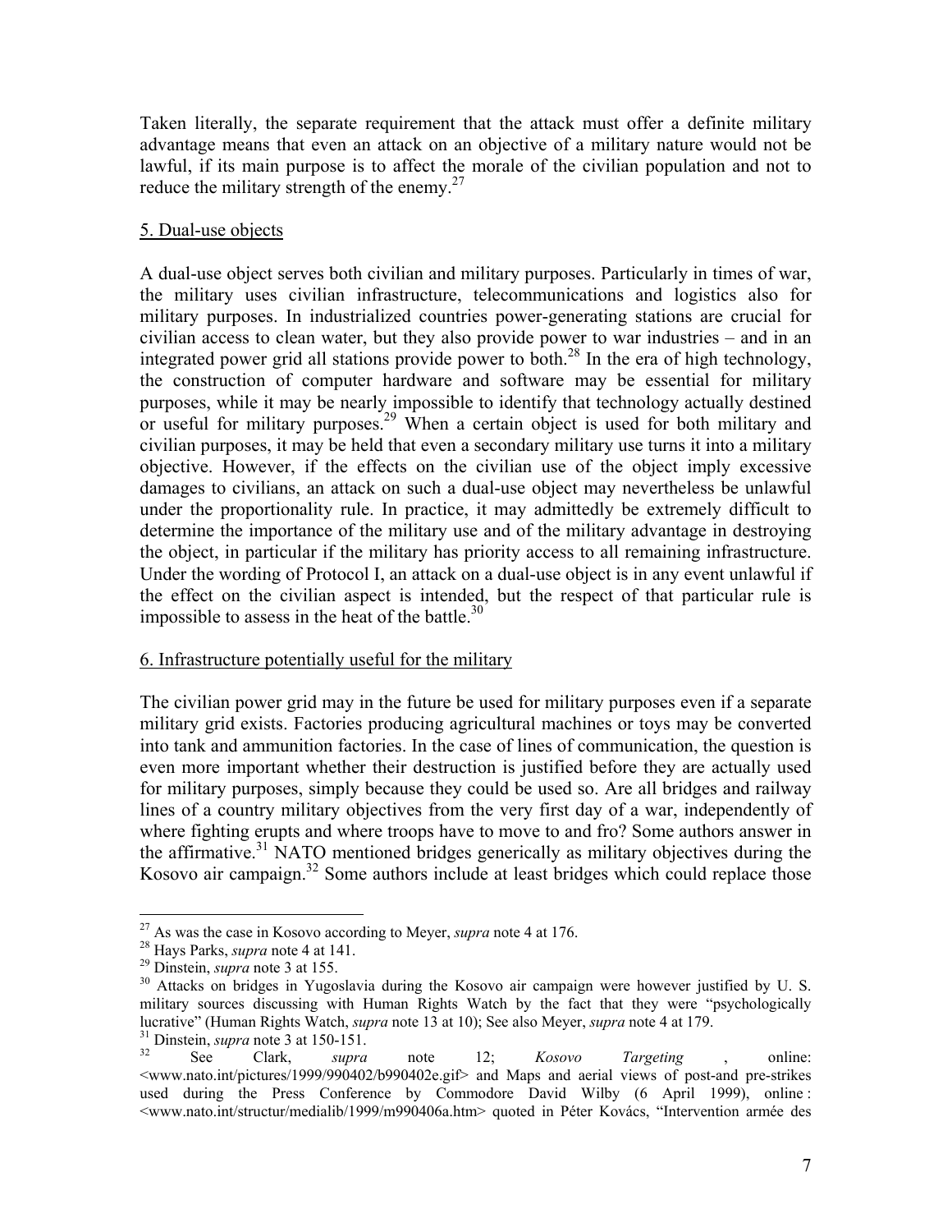Taken literally, the separate requirement that the attack must offer a definite military advantage means that even an attack on an objective of a military nature would not be lawful, if its main purpose is to affect the morale of the civilian population and not to reduce the military strength of the enemy.[27]

## 5. Dual-use objects

A dual-use object serves both civilian and military purposes. Particularly in times of war, the military uses civilian infrastructure, telecommunications and logistics also for military purposes. In industrialized countries power-generating stations are crucial for civilian access to clean water, but they also provide power to war industries – and in an integrated power grid all stations provide power to both.[28] In the era of high technology, the construction of computer hardware and software may be essential for military purposes, while it may be nearly impossible to identify that technology actually destined or useful for military purposes.[29] When a certain object is used for both military and civilian purposes, it may be held that even a secondary military use turns it into a military objective. However, if the effects on the civilian use of the object imply excessive damages to civilians, an attack on such a dual-use object may nevertheless be unlawful under the proportionality rule. In practice, it may admittedly be extremely difficult to determine the importance of the military use and of the military advantage in destroying the object, in particular if the military has priority access to all remaining infrastructure. Under the wording of Protocol I, an attack on a dual-use object is in any event unlawful if the effect on the civilian aspect is intended, but the respect of that particular rule is impossible to assess in the heat of the battle.[30]

## 6. Infrastructure potentially useful for the military

The civilian power grid may in the future be used for military purposes even if a separate military grid exists. Factories producing agricultural machines or toys may be converted into tank and ammunition factories. In the case of lines of communication, the question is even more important whether their destruction is justified before they are actually used for military purposes, simply because they could be used so. Are all bridges and railway lines of a country military objectives from the very first day of a war, independently of where fighting erupts and where troops have to move to and fro? Some authors answer in the affirmative.[31] NATO mentioned bridges generically as military objectives during the Kosovo air campaign.[32] Some authors include at least bridges which could replace those

---

[27] As was the case in Kosovo according to Meyer, *supra* note 4 at 176.

[28] Hays Parks, *supra* note 4 at 141.

[29] Dinstein, *supra* note 3 at 155.

[30] Attacks on bridges in Yugoslavia during the Kosovo air campaign were however justified by U. S. military sources discussing with Human Rights Watch by the fact that they were "psychologically lucrative" (Human Rights Watch, *supra* note 13 at 10); See also Meyer, *supra* note 4 at 179.

[31] Dinstein, *supra* note 3 at 150-151.

[32] See Clark, *supra* note 12; *Kosovo Targeting*, online: <www.nato.int/pictures/1999/990402/b990402e.gif> and Maps and aerial views of post-and pre-strikes used during the Press Conference by Commodore David Wilby (6 April 1999), online : <www.nato.int/structur/medialib/1999/m990406a.htm> quoted in Péter Kovács, "Intervention armée des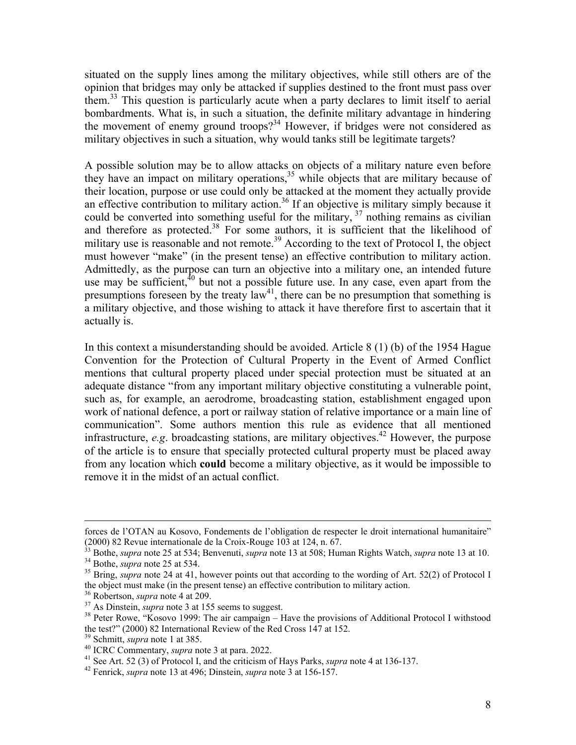situated on the supply lines among the military objectives, while still others are of the opinion that bridges may only be attacked if supplies destined to the front must pass over them.[33] This question is particularly acute when a party declares to limit itself to aerial bombardments. What is, in such a situation, the definite military advantage in hindering the movement of enemy ground troops?[34] However, if bridges were not considered as military objectives in such a situation, why would tanks still be legitimate targets?

A possible solution may be to allow attacks on objects of a military nature even before they have an impact on military operations,[35] while objects that are military because of their location, purpose or use could only be attacked at the moment they actually provide an effective contribution to military action.[36] If an objective is military simply because it could be converted into something useful for the military,[37] nothing remains as civilian and therefore as protected.[38] For some authors, it is sufficient that the likelihood of military use is reasonable and not remote.[39] According to the text of Protocol I, the object must however "make" (in the present tense) an effective contribution to military action. Admittedly, as the purpose can turn an objective into a military one, an intended future use may be sufficient,[40] but not a possible future use. In any case, even apart from the presumptions foreseen by the treaty law[41], there can be no presumption that something is a military objective, and those wishing to attack it have therefore first to ascertain that it actually is.

In this context a misunderstanding should be avoided. Article 8 (1) (b) of the 1954 Hague Convention for the Protection of Cultural Property in the Event of Armed Conflict mentions that cultural property placed under special protection must be situated at an adequate distance "from any important military objective constituting a vulnerable point, such as, for example, an aerodrome, broadcasting station, establishment engaged upon work of national defence, a port or railway station of relative importance or a main line of communication". Some authors mention this rule as evidence that all mentioned infrastructure, *e.g*. broadcasting stations, are military objectives.[42] However, the purpose of the article is to ensure that specially protected cultural property must be placed away from any location which **could** become a military objective, as it would be impossible to remove it in the midst of an actual conflict.

---

forces de l'OTAN au Kosovo, Fondements de l'obligation de respecter le droit international humanitaire" (2000) 82 Revue internationale de la Croix-Rouge 103 at 124, n. 67.

[33] Bothe, *supra* note 25 at 534; Benvenuti, *supra* note 13 at 508; Human Rights Watch, *supra* note 13 at 10.

[34] Bothe, *supra* note 25 at 534.

[35] Bring, *supra* note 24 at 41, however points out that according to the wording of Art. 52(2) of Protocol I the object must make (in the present tense) an effective contribution to military action.

[36] Robertson, *supra* note 4 at 209.

[37] As Dinstein, *supra* note 3 at 155 seems to suggest.

[38] Peter Rowe, "Kosovo 1999: The air campaign – Have the provisions of Additional Protocol I withstood the test?" (2000) 82 International Review of the Red Cross 147 at 152.

[39] Schmitt, *supra* note 1 at 385.

[40] ICRC Commentary, *supra* note 3 at para. 2022.

[41] See Art. 52 (3) of Protocol I, and the criticism of Hays Parks, *supra* note 4 at 136-137.

[42] Fenrick, *supra* note 13 at 496; Dinstein, *supra* note 3 at 156-157.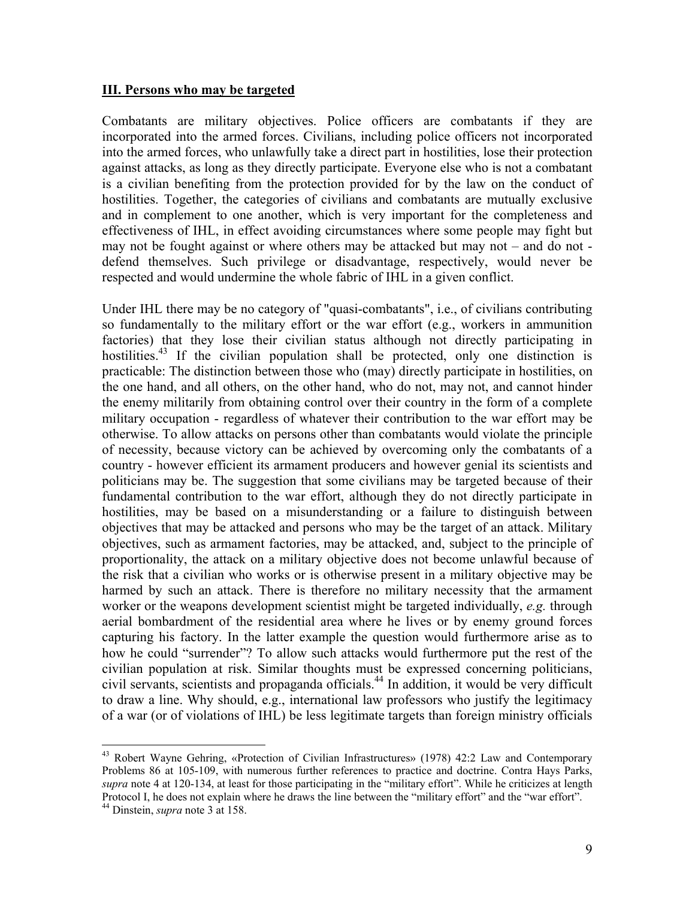## **III. Persons who may be targeted**

Combatants are military objectives. Police officers are combatants if they are incorporated into the armed forces. Civilians, including police officers not incorporated into the armed forces, who unlawfully take a direct part in hostilities, lose their protection against attacks, as long as they directly participate. Everyone else who is not a combatant is a civilian benefiting from the protection provided for by the law on the conduct of hostilities. Together, the categories of civilians and combatants are mutually exclusive and in complement to one another, which is very important for the completeness and effectiveness of IHL, in effect avoiding circumstances where some people may fight but may not be fought against or where others may be attacked but may not – and do not - defend themselves. Such privilege or disadvantage, respectively, would never be respected and would undermine the whole fabric of IHL in a given conflict.

Under IHL there may be no category of "quasi-combatants", i.e., of civilians contributing so fundamentally to the military effort or the war effort (e.g., workers in ammunition factories) that they lose their civilian status although not directly participating in hostilities.[43] If the civilian population shall be protected, only one distinction is practicable: The distinction between those who (may) directly participate in hostilities, on the one hand, and all others, on the other hand, who do not, may not, and cannot hinder the enemy militarily from obtaining control over their country in the form of a complete military occupation - regardless of whatever their contribution to the war effort may be otherwise. To allow attacks on persons other than combatants would violate the principle of necessity, because victory can be achieved by overcoming only the combatants of a country - however efficient its armament producers and however genial its scientists and politicians may be. The suggestion that some civilians may be targeted because of their fundamental contribution to the war effort, although they do not directly participate in hostilities, may be based on a misunderstanding or a failure to distinguish between objectives that may be attacked and persons who may be the target of an attack. Military objectives, such as armament factories, may be attacked, and, subject to the principle of proportionality, the attack on a military objective does not become unlawful because of the risk that a civilian who works or is otherwise present in a military objective may be harmed by such an attack. There is therefore no military necessity that the armament worker or the weapons development scientist might be targeted individually, *e.g.* through aerial bombardment of the residential area where he lives or by enemy ground forces capturing his factory. In the latter example the question would furthermore arise as to how he could "surrender"? To allow such attacks would furthermore put the rest of the civilian population at risk. Similar thoughts must be expressed concerning politicians, civil servants, scientists and propaganda officials.[44] In addition, it would be very difficult to draw a line. Why should, e.g., international law professors who justify the legitimacy of a war (or of violations of IHL) be less legitimate targets than foreign ministry officials

---

[43] Robert Wayne Gehring, «Protection of Civilian Infrastructures» (1978) 42:2 Law and Contemporary Problems 86 at 105-109, with numerous further references to practice and doctrine. Contra Hays Parks, *supra* note 4 at 120-134, at least for those participating in the "military effort". While he criticizes at length Protocol I, he does not explain where he draws the line between the "military effort" and the "war effort".

[44] Dinstein, *supra* note 3 at 158.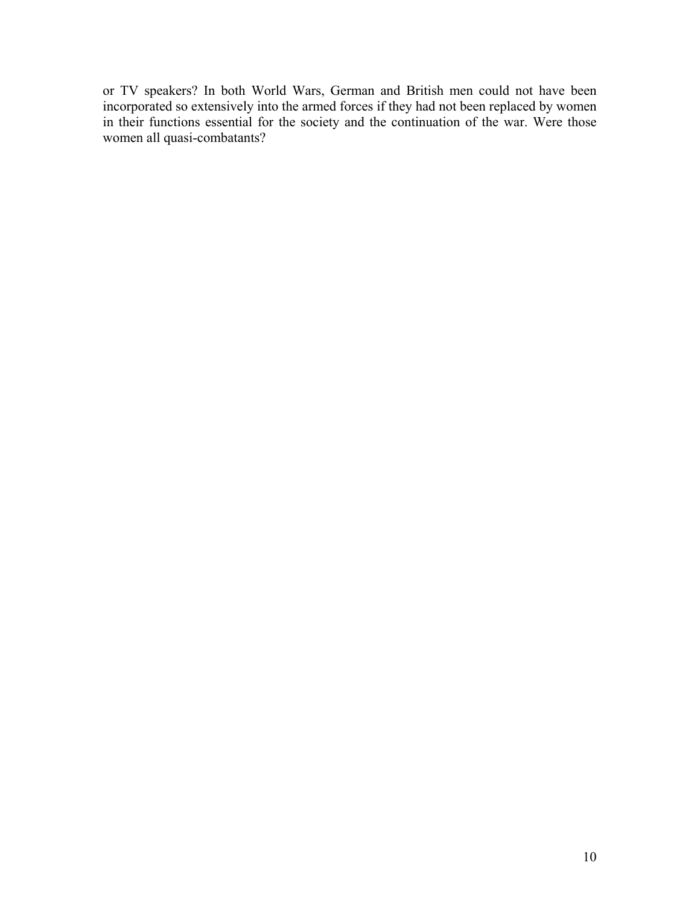or TV speakers? In both World Wars, German and British men could not have been incorporated so extensively into the armed forces if they had not been replaced by women in their functions essential for the society and the continuation of the war. Were those women all quasi-combatants?